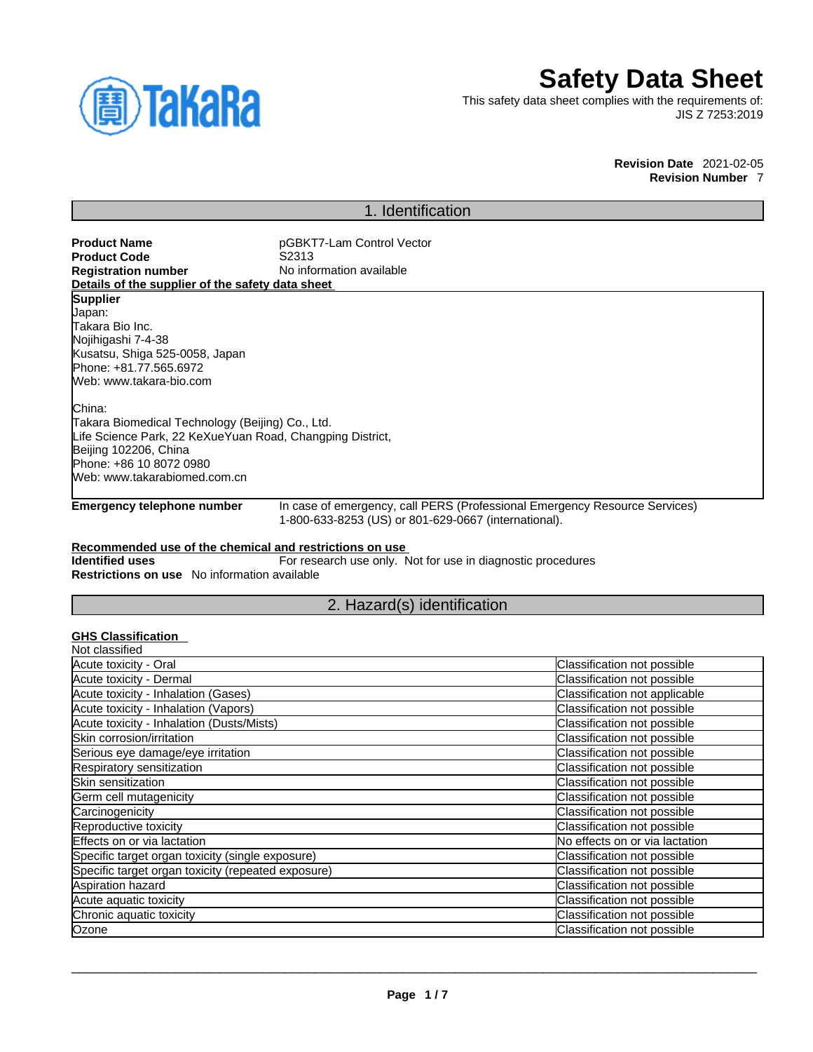# Safety Data Sheet

This safety data sheet complies with the requirements of:
JIS Z 7253:2019

**Revision Date** 2021-02-05
**Revision Number** 7

## 1. Identification

**Product Name** pGBKT7-Lam Control Vector
**Product Code** S2313
**Registration number** No information available

**Details of the supplier of the safety data sheet**

**Supplier**
Japan:
Takara Bio Inc.
Nojihigashi 7-4-38
Kusatsu, Shiga 525-0058, Japan
Phone: +81.77.565.6972
Web: www.takara-bio.com

China:
Takara Biomedical Technology (Beijing) Co., Ltd.
Life Science Park, 22 KeXueYuan Road, Changping District,
Beijing 102206, China
Phone: +86 10 8072 0980
Web: www.takarabiomed.com.cn

**Emergency telephone number** In case of emergency, call PERS (Professional Emergency Resource Services) 1-800-633-8253 (US) or 801-629-0667 (international).

**Recommended use of the chemical and restrictions on use**
**Identified uses** For research use only. Not for use in diagnostic procedures
**Restrictions on use** No information available

## 2. Hazard(s) identification

**GHS Classification**
Not classified

| | |
|---|---|
| Acute toxicity - Oral | Classification not possible |
| Acute toxicity - Dermal | Classification not possible |
| Acute toxicity - Inhalation (Gases) | Classification not applicable |
| Acute toxicity - Inhalation (Vapors) | Classification not possible |
| Acute toxicity - Inhalation (Dusts/Mists) | Classification not possible |
| Skin corrosion/irritation | Classification not possible |
| Serious eye damage/eye irritation | Classification not possible |
| Respiratory sensitization | Classification not possible |
| Skin sensitization | Classification not possible |
| Germ cell mutagenicity | Classification not possible |
| Carcinogenicity | Classification not possible |
| Reproductive toxicity | Classification not possible |
| Effects on or via lactation | No effects on or via lactation |
| Specific target organ toxicity (single exposure) | Classification not possible |
| Specific target organ toxicity (repeated exposure) | Classification not possible |
| Aspiration hazard | Classification not possible |
| Acute aquatic toxicity | Classification not possible |
| Chronic aquatic toxicity | Classification not possible |
| Ozone | Classification not possible |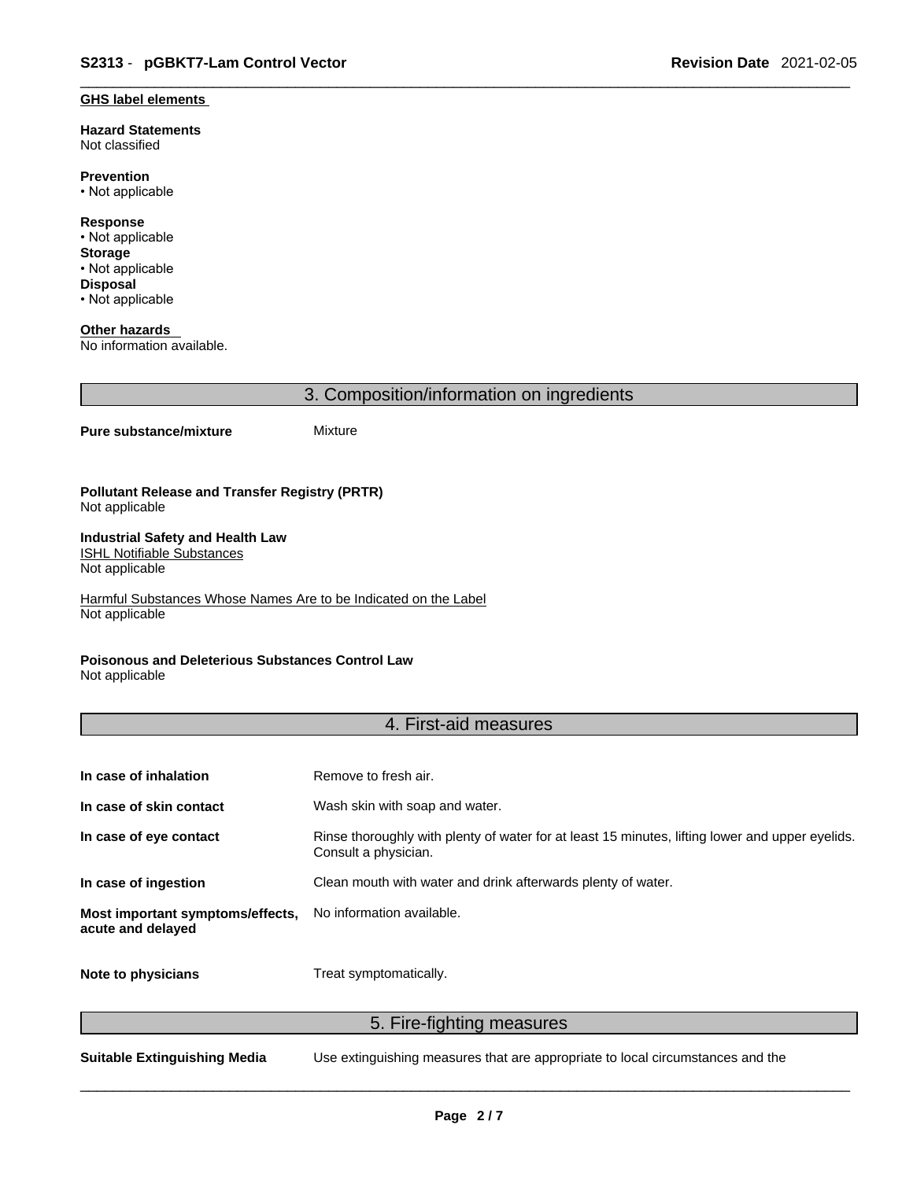**GHS label elements**

**Hazard Statements**
Not classified

**Prevention**
• Not applicable

**Response**
• Not applicable
**Storage**
• Not applicable
**Disposal**
• Not applicable

**Other hazards**
No information available.

## 3. Composition/information on ingredients

**Pure substance/mixture** Mixture

**Pollutant Release and Transfer Registry (PRTR)**
Not applicable

**Industrial Safety and Health Law**
ISHL Notifiable Substances
Not applicable

Harmful Substances Whose Names Are to be Indicated on the Label
Not applicable

**Poisonous and Deleterious Substances Control Law**
Not applicable

## 4. First-aid measures

| | |
|---|---|
| **In case of inhalation** | Remove to fresh air. |
| **In case of skin contact** | Wash skin with soap and water. |
| **In case of eye contact** | Rinse thoroughly with plenty of water for at least 15 minutes, lifting lower and upper eyelids. Consult a physician. |
| **In case of ingestion** | Clean mouth with water and drink afterwards plenty of water. |
| **Most important symptoms/effects, acute and delayed** | No information available. |
| **Note to physicians** | Treat symptomatically. |

## 5. Fire-fighting measures

**Suitable Extinguishing Media** Use extinguishing measures that are appropriate to local circumstances and the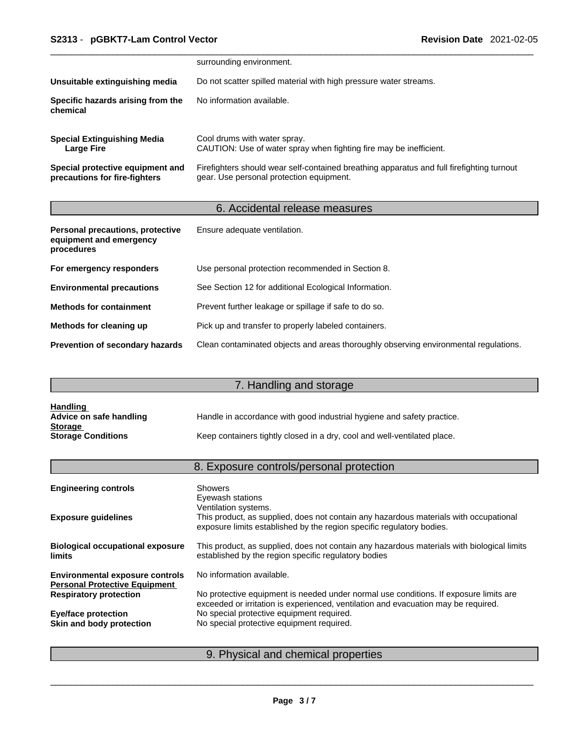| | |
|---|---|
| | surrounding environment. |
| **Unsuitable extinguishing media** | Do not scatter spilled material with high pressure water streams. |
| **Specific hazards arising from the chemical** | No information available. |
| **Special Extinguishing Media Large Fire** | Cool drums with water spray. CAUTION: Use of water spray when fighting fire may be inefficient. |
| **Special protective equipment and precautions for fire-fighters** | Firefighters should wear self-contained breathing apparatus and full firefighting turnout gear. Use personal protection equipment. |

## 6. Accidental release measures

| | |
|---|---|
| **Personal precautions, protective equipment and emergency procedures** | Ensure adequate ventilation. |
| **For emergency responders** | Use personal protection recommended in Section 8. |
| **Environmental precautions** | See Section 12 for additional Ecological Information. |
| **Methods for containment** | Prevent further leakage or spillage if safe to do so. |
| **Methods for cleaning up** | Pick up and transfer to properly labeled containers. |
| **Prevention of secondary hazards** | Clean contaminated objects and areas thoroughly observing environmental regulations. |

## 7. Handling and storage

**Handling**

| | |
|---|---|
| **Advice on safe handling** | Handle in accordance with good industrial hygiene and safety practice. |

**Storage**

| | |
|---|---|
| **Storage Conditions** | Keep containers tightly closed in a dry, cool and well-ventilated place. |

## 8. Exposure controls/personal protection

| | |
|---|---|
| **Engineering controls** | Showers<br>Eyewash stations<br>Ventilation systems. |
| **Exposure guidelines** | This product, as supplied, does not contain any hazardous materials with occupational exposure limits established by the region specific regulatory bodies. |
| **Biological occupational exposure limits** | This product, as supplied, does not contain any hazardous materials with biological limits established by the region specific regulatory bodies |
| **Environmental exposure controls** | No information available. |

**Personal Protective Equipment**

| | |
|---|---|
| **Respiratory protection** | No protective equipment is needed under normal use conditions. If exposure limits are exceeded or irritation is experienced, ventilation and evacuation may be required. |
| **Eye/face protection** | No special protective equipment required. |
| **Skin and body protection** | No special protective equipment required. |

## 9. Physical and chemical properties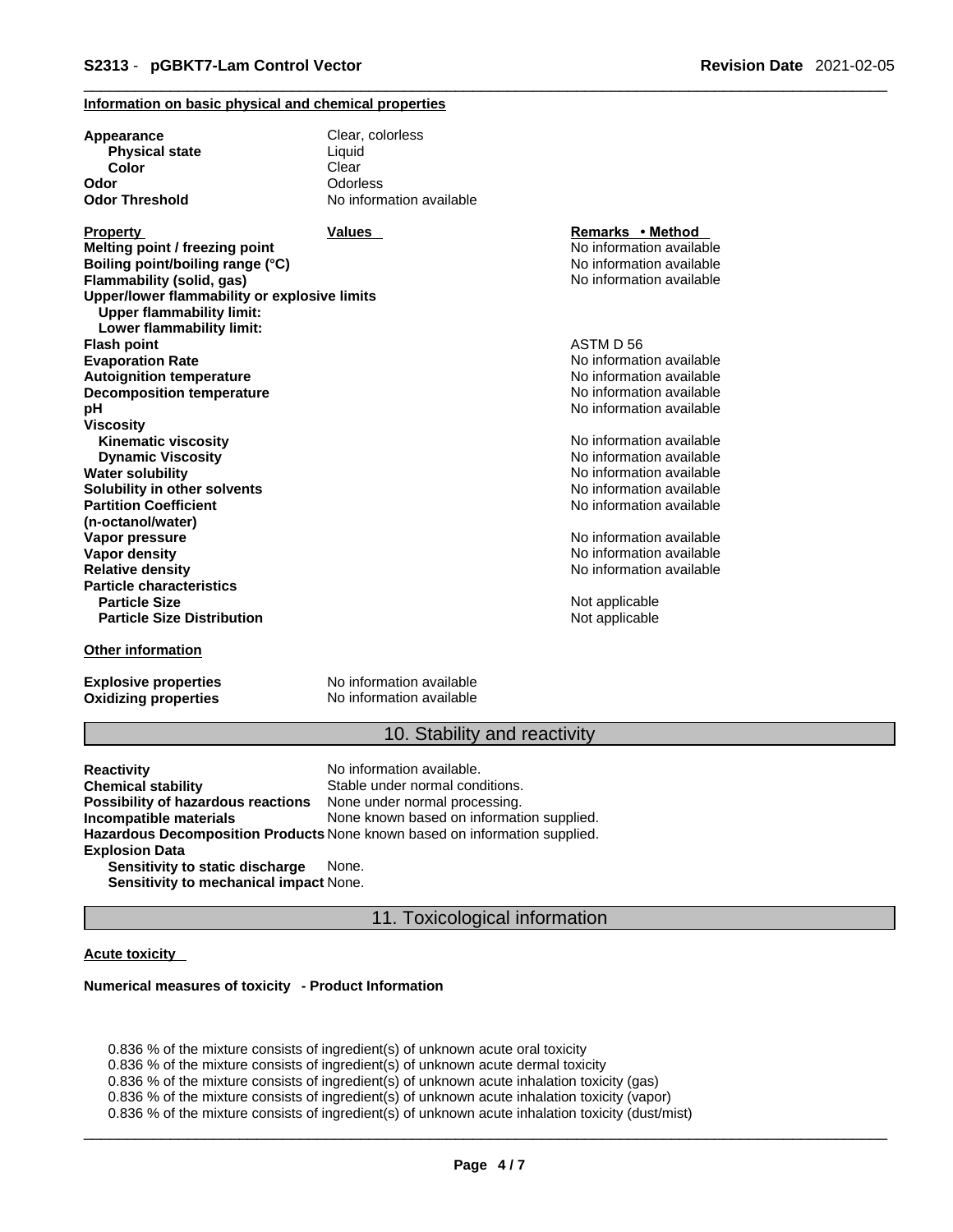**Information on basic physical and chemical properties**

| | |
|---|---|
| **Appearance** | Clear, colorless |
| **Physical state** | Liquid |
| **Color** | Clear |
| **Odor** | Odorless |
| **Odor Threshold** | No information available |

| Property | Values | Remarks • Method |
|---|---|---|
| **Melting point / freezing point** | | No information available |
| **Boiling point/boiling range (°C)** | | No information available |
| **Flammability (solid, gas)** | | No information available |
| **Upper/lower flammability or explosive limits** | | |
| **Upper flammability limit:** | | |
| **Lower flammability limit:** | | |
| **Flash point** | | ASTM D 56 |
| **Evaporation Rate** | | No information available |
| **Autoignition temperature** | | No information available |
| **Decomposition temperature** | | No information available |
| **pH** | | No information available |
| **Viscosity** | | |
| **Kinematic viscosity** | | No information available |
| **Dynamic Viscosity** | | No information available |
| **Water solubility** | | No information available |
| **Solubility in other solvents** | | No information available |
| **Partition Coefficient (n-octanol/water)** | | No information available |
| **Vapor pressure** | | No information available |
| **Vapor density** | | No information available |
| **Relative density** | | No information available |
| **Particle characteristics** | | |
| **Particle Size** | | Not applicable |
| **Particle Size Distribution** | | Not applicable |

**Other information**

| | |
|---|---|
| **Explosive properties** | No information available |
| **Oxidizing properties** | No information available |

## 10. Stability and reactivity

| | |
|---|---|
| **Reactivity** | No information available. |
| **Chemical stability** | Stable under normal conditions. |
| **Possibility of hazardous reactions** | None under normal processing. |
| **Incompatible materials** | None known based on information supplied. |
| **Hazardous Decomposition Products** | None known based on information supplied. |
| **Explosion Data** | |
| **Sensitivity to static discharge** | None. |
| **Sensitivity to mechanical impact** | None. |

## 11. Toxicological information

**Acute toxicity**

**Numerical measures of toxicity - Product Information**

0.836 % of the mixture consists of ingredient(s) of unknown acute oral toxicity
0.836 % of the mixture consists of ingredient(s) of unknown acute dermal toxicity
0.836 % of the mixture consists of ingredient(s) of unknown acute inhalation toxicity (gas)
0.836 % of the mixture consists of ingredient(s) of unknown acute inhalation toxicity (vapor)
0.836 % of the mixture consists of ingredient(s) of unknown acute inhalation toxicity (dust/mist)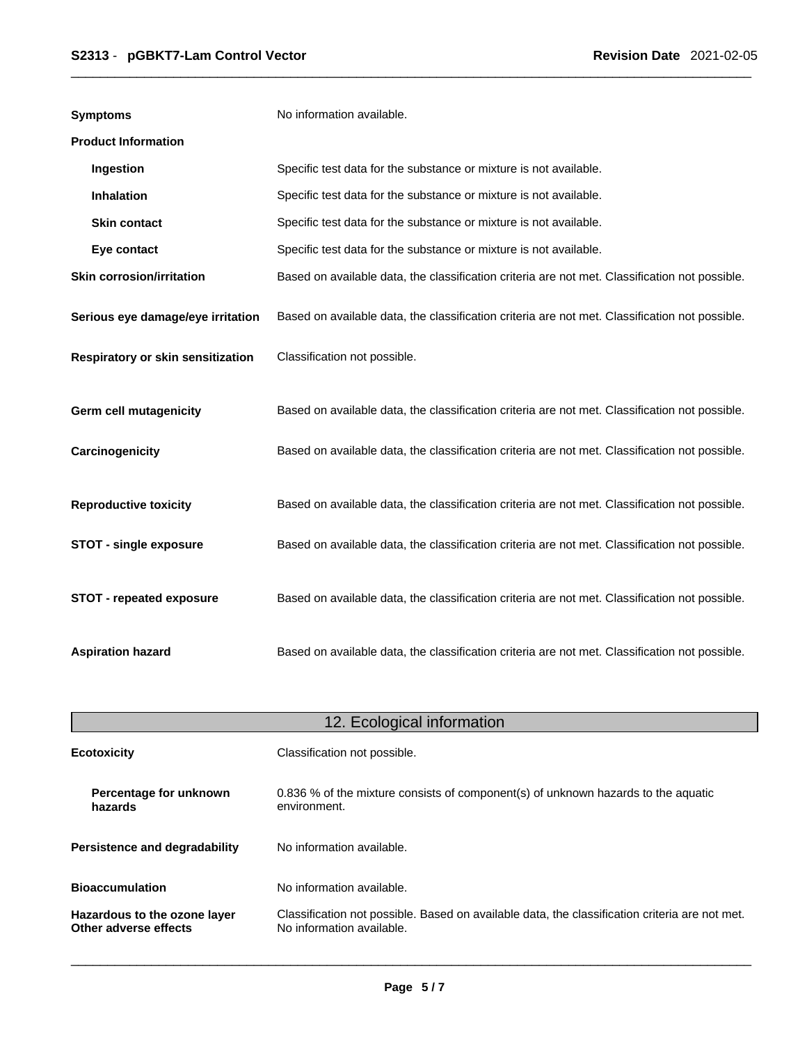**Symptoms** No information available.

**Product Information**

| | |
|---|---|
| **Ingestion** | Specific test data for the substance or mixture is not available. |
| **Inhalation** | Specific test data for the substance or mixture is not available. |
| **Skin contact** | Specific test data for the substance or mixture is not available. |
| **Eye contact** | Specific test data for the substance or mixture is not available. |
| **Skin corrosion/irritation** | Based on available data, the classification criteria are not met. Classification not possible. |
| **Serious eye damage/eye irritation** | Based on available data, the classification criteria are not met. Classification not possible. |
| **Respiratory or skin sensitization** | Classification not possible. |
| **Germ cell mutagenicity** | Based on available data, the classification criteria are not met. Classification not possible. |
| **Carcinogenicity** | Based on available data, the classification criteria are not met. Classification not possible. |
| **Reproductive toxicity** | Based on available data, the classification criteria are not met. Classification not possible. |
| **STOT - single exposure** | Based on available data, the classification criteria are not met. Classification not possible. |
| **STOT - repeated exposure** | Based on available data, the classification criteria are not met. Classification not possible. |
| **Aspiration hazard** | Based on available data, the classification criteria are not met. Classification not possible. |

## 12. Ecological information

| | |
|---|---|
| **Ecotoxicity** | Classification not possible. |
| **Percentage for unknown hazards** | 0.836 % of the mixture consists of component(s) of unknown hazards to the aquatic environment. |
| **Persistence and degradability** | No information available. |
| **Bioaccumulation** | No information available. |
| **Hazardous to the ozone layer** | Classification not possible. Based on available data, the classification criteria are not met. |
| **Other adverse effects** | No information available. |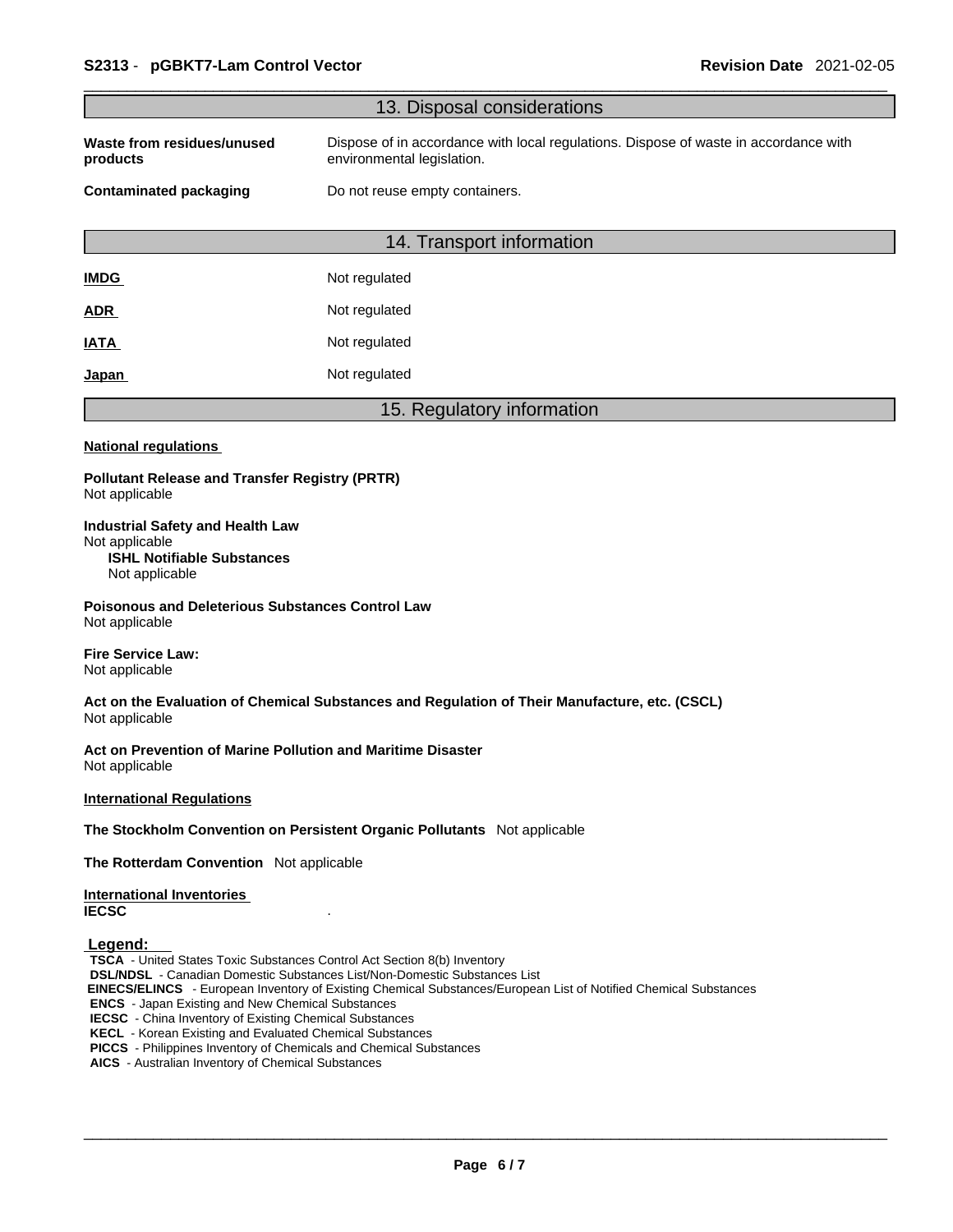## 13. Disposal considerations

| | |
|---|---|
| **Waste from residues/unused products** | Dispose of in accordance with local regulations. Dispose of waste in accordance with environmental legislation. |
| **Contaminated packaging** | Do not reuse empty containers. |

## 14. Transport information

| | |
|---|---|
| **IMDG** | Not regulated |
| **ADR** | Not regulated |
| **IATA** | Not regulated |
| **Japan** | Not regulated |

## 15. Regulatory information

**National regulations**

**Pollutant Release and Transfer Registry (PRTR)**
Not applicable

**Industrial Safety and Health Law**
Not applicable

**ISHL Notifiable Substances**
Not applicable

**Poisonous and Deleterious Substances Control Law**
Not applicable

**Fire Service Law:**
Not applicable

**Act on the Evaluation of Chemical Substances and Regulation of Their Manufacture, etc. (CSCL)**
Not applicable

**Act on Prevention of Marine Pollution and Maritime Disaster**
Not applicable

**International Regulations**

**The Stockholm Convention on Persistent Organic Pollutants** Not applicable

**The Rotterdam Convention** Not applicable

**International Inventories**

**IECSC** .

**Legend:**

**TSCA** - United States Toxic Substances Control Act Section 8(b) Inventory
**DSL/NDSL** - Canadian Domestic Substances List/Non-Domestic Substances List
**EINECS/ELINCS** - European Inventory of Existing Chemical Substances/European List of Notified Chemical Substances
**ENCS** - Japan Existing and New Chemical Substances
**IECSC** - China Inventory of Existing Chemical Substances
**KECL** - Korean Existing and Evaluated Chemical Substances
**PICCS** - Philippines Inventory of Chemicals and Chemical Substances
**AICS** - Australian Inventory of Chemical Substances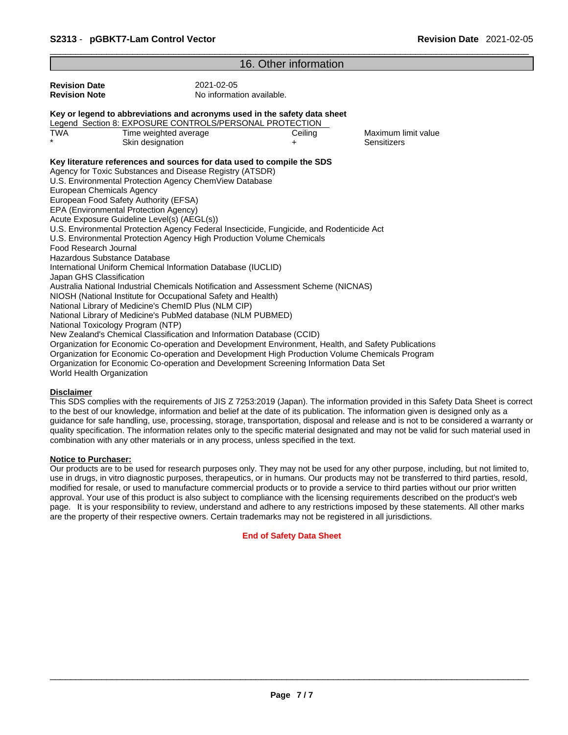## 16. Other information

**Revision Date** 2021-02-05
**Revision Note** No information available.

**Key or legend to abbreviations and acronyms used in the safety data sheet**

Legend Section 8: EXPOSURE CONTROLS/PERSONAL PROTECTION

| | | | |
|---|---|---|---|
| TWA | Time weighted average | Ceiling | Maximum limit value |
| * | Skin designation | + | Sensitizers |

**Key literature references and sources for data used to compile the SDS**

Agency for Toxic Substances and Disease Registry (ATSDR)
U.S. Environmental Protection Agency ChemView Database
European Chemicals Agency
European Food Safety Authority (EFSA)
EPA (Environmental Protection Agency)
Acute Exposure Guideline Level(s) (AEGL(s))
U.S. Environmental Protection Agency Federal Insecticide, Fungicide, and Rodenticide Act
U.S. Environmental Protection Agency High Production Volume Chemicals
Food Research Journal
Hazardous Substance Database
International Uniform Chemical Information Database (IUCLID)
Japan GHS Classification
Australia National Industrial Chemicals Notification and Assessment Scheme (NICNAS)
NIOSH (National Institute for Occupational Safety and Health)
National Library of Medicine's ChemID Plus (NLM CIP)
National Library of Medicine's PubMed database (NLM PUBMED)
National Toxicology Program (NTP)
New Zealand's Chemical Classification and Information Database (CCID)
Organization for Economic Co-operation and Development Environment, Health, and Safety Publications
Organization for Economic Co-operation and Development High Production Volume Chemicals Program
Organization for Economic Co-operation and Development Screening Information Data Set
World Health Organization

**Disclaimer**

This SDS complies with the requirements of JIS Z 7253:2019 (Japan). The information provided in this Safety Data Sheet is correct to the best of our knowledge, information and belief at the date of its publication. The information given is designed only as a guidance for safe handling, use, processing, storage, transportation, disposal and release and is not to be considered a warranty or quality specification. The information relates only to the specific material designated and may not be valid for such material used in combination with any other materials or in any process, unless specified in the text.

**Notice to Purchaser:**

Our products are to be used for research purposes only. They may not be used for any other purpose, including, but not limited to, use in drugs, in vitro diagnostic purposes, therapeutics, or in humans. Our products may not be transferred to third parties, resold, modified for resale, or used to manufacture commercial products or to provide a service to third parties without our prior written approval. Your use of this product is also subject to compliance with the licensing requirements described on the product's web page. It is your responsibility to review, understand and adhere to any restrictions imposed by these statements. All other marks are the property of their respective owners. Certain trademarks may not be registered in all jurisdictions.

**End of Safety Data Sheet**